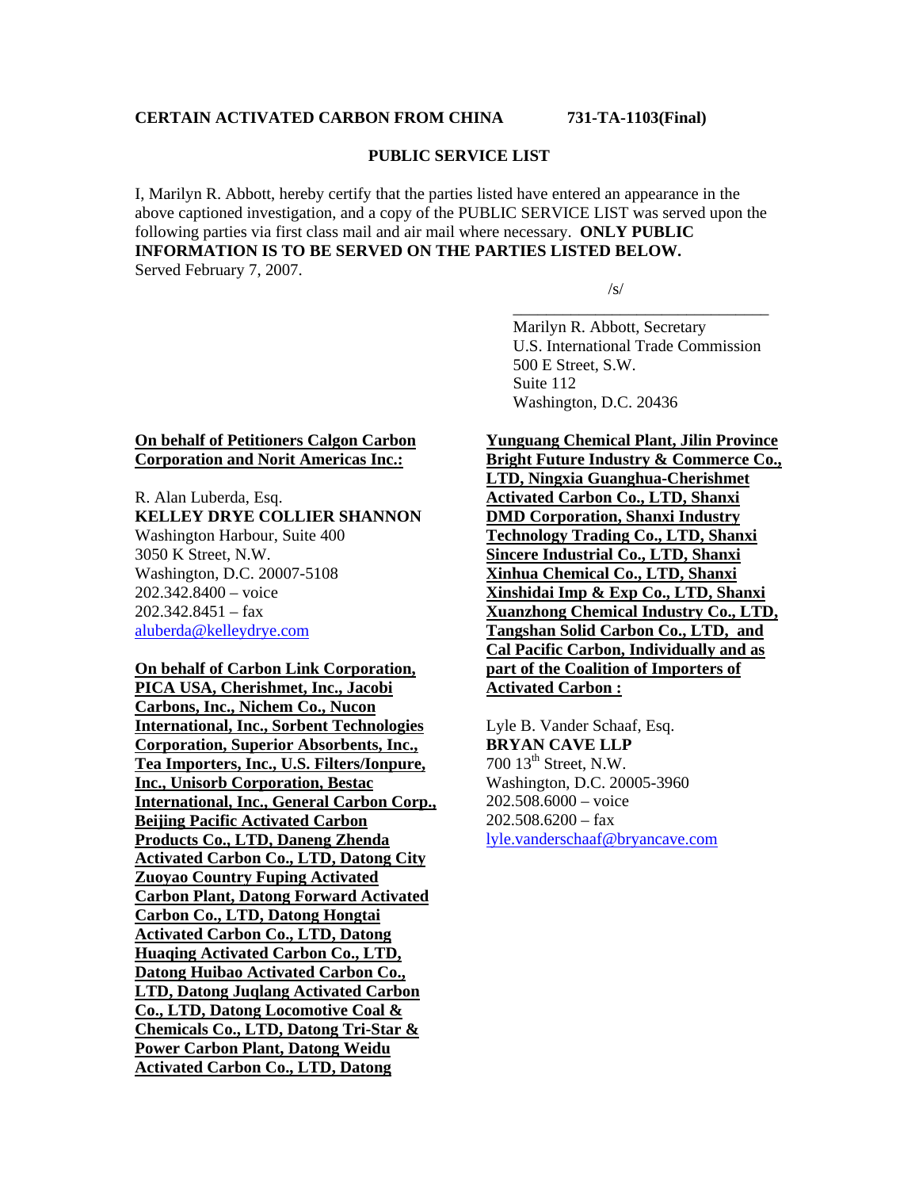**CERTAIN ACTIVATED CARBON FROM CHINA** **731-TA-1103(Final)**

**PUBLIC SERVICE LIST**

I, Marilyn R. Abbott, hereby certify that the parties listed have entered an appearance in the above captioned investigation, and a copy of the PUBLIC SERVICE LIST was served upon the following parties via first class mail and air mail where necessary. **ONLY PUBLIC INFORMATION IS TO BE SERVED ON THE PARTIES LISTED BELOW.**
Served February 7, 2007.

/s/
\_\_\_\_\_\_\_\_\_\_\_\_\_\_\_\_\_\_\_\_\_\_\_\_\_\_\_\_\_\_\_\_
Marilyn R. Abbott, Secretary
U.S. International Trade Commission
500 E Street, S.W.
Suite 112
Washington, D.C. 20436

**On behalf of Petitioners Calgon Carbon Corporation and Norit Americas Inc.:**

R. Alan Luberda, Esq.
**KELLEY DRYE COLLIER SHANNON**
Washington Harbour, Suite 400
3050 K Street, N.W.
Washington, D.C. 20007-5108
202.342.8400 – voice
202.342.8451 – fax
aluberda@kelleydrye.com

**On behalf of Carbon Link Corporation, PICA USA, Cherishmet, Inc., Jacobi Carbons, Inc., Nichem Co., Nucon International, Inc., Sorbent Technologies Corporation, Superior Absorbents, Inc., Tea Importers, Inc., U.S. Filters/Ionpure, Inc., Unisorb Corporation, Bestac International, Inc., General Carbon Corp., Beijing Pacific Activated Carbon Products Co., LTD, Daneng Zhenda Activated Carbon Co., LTD, Datong City Zuoyao Country Fuping Activated Carbon Plant, Datong Forward Activated Carbon Co., LTD, Datong Hongtai Activated Carbon Co., LTD, Datong Huaqing Activated Carbon Co., LTD, Datong Huibao Activated Carbon Co., LTD, Datong Juqlang Activated Carbon Co., LTD, Datong Locomotive Coal & Chemicals Co., LTD, Datong Tri-Star & Power Carbon Plant, Datong Weidu Activated Carbon Co., LTD, Datong Yunguang Chemical Plant, Jilin Province Bright Future Industry & Commerce Co., LTD, Ningxia Guanghua-Cherishmet Activated Carbon Co., LTD, Shanxi DMD Corporation, Shanxi Industry Technology Trading Co., LTD, Shanxi Sincere Industrial Co., LTD, Shanxi Xinhua Chemical Co., LTD, Shanxi Xinshidai Imp & Exp Co., LTD, Shanxi Xuanzhong Chemical Industry Co., LTD, Tangshan Solid Carbon Co., LTD, and Cal Pacific Carbon, Individually and as part of the Coalition of Importers of Activated Carbon :**

Lyle B. Vander Schaaf, Esq.
**BRYAN CAVE LLP**
700 13th Street, N.W.
Washington, D.C. 20005-3960
202.508.6000 – voice
202.508.6200 – fax
lyle.vanderschaaf@bryancave.com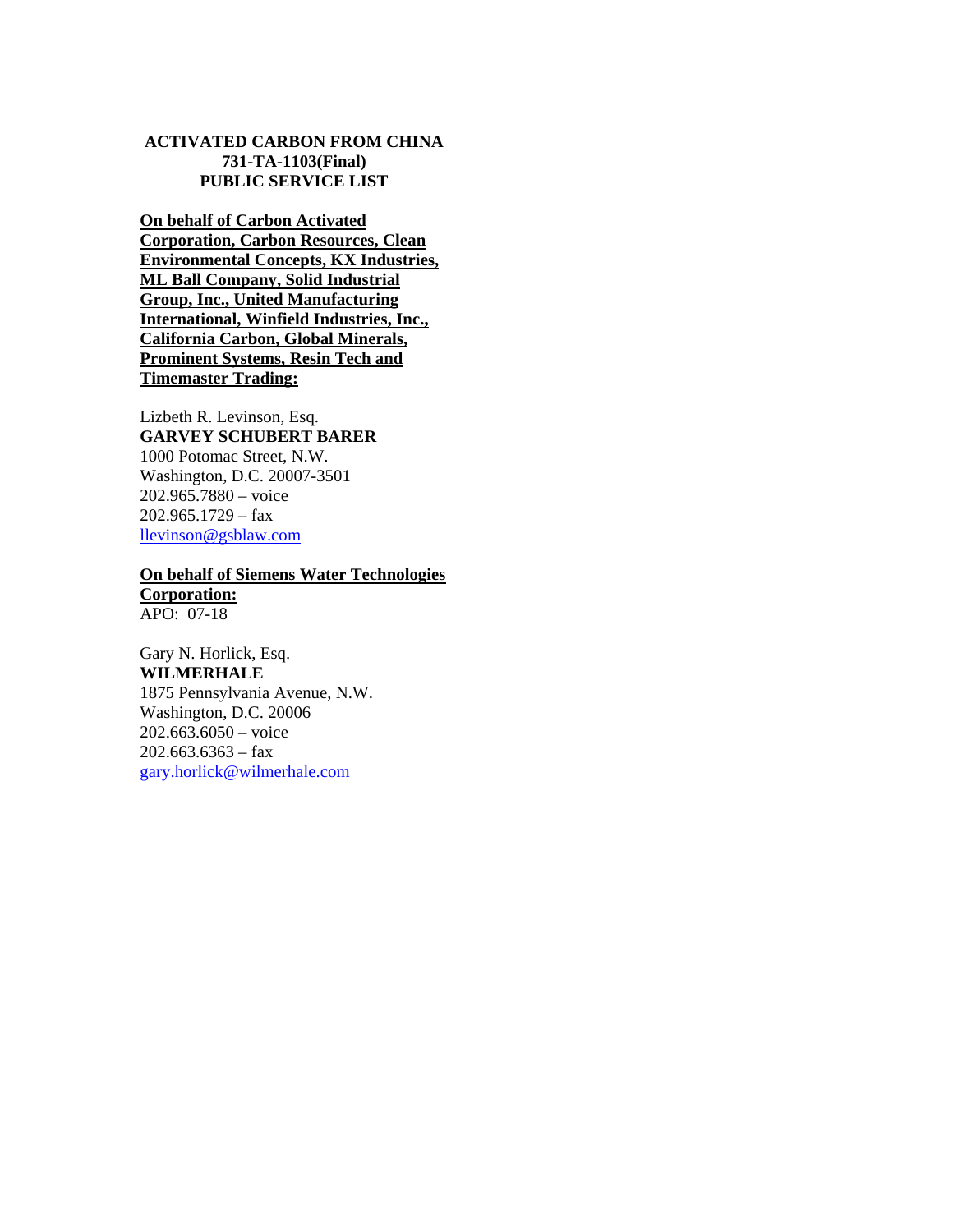**ACTIVATED CARBON FROM CHINA**
**731-TA-1103(Final)**
**PUBLIC SERVICE LIST**

**On behalf of Carbon Activated Corporation, Carbon Resources, Clean Environmental Concepts, KX Industries, ML Ball Company, Solid Industrial Group, Inc., United Manufacturing International, Winfield Industries, Inc., California Carbon, Global Minerals, Prominent Systems, Resin Tech and Timemaster Trading:**

Lizbeth R. Levinson, Esq.
**GARVEY SCHUBERT BARER**
1000 Potomac Street, N.W.
Washington, D.C. 20007-3501
202.965.7880 – voice
202.965.1729 – fax
llevinson@gsblaw.com

**On behalf of Siemens Water Technologies Corporation:**
APO: 07-18

Gary N. Horlick, Esq.
**WILMERHALE**
1875 Pennsylvania Avenue, N.W.
Washington, D.C. 20006
202.663.6050 – voice
202.663.6363 – fax
gary.horlick@wilmerhale.com